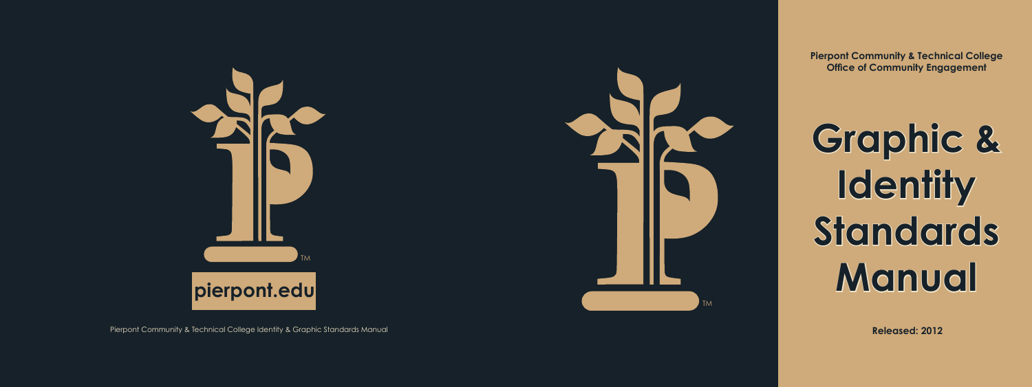**Pierpont Community & Technical College**
**Office of Community Engagement**

# Graphic & Identity Standards Manual

**Released: 2012**

TM

pierpont.edu

TM

Pierpont Community & Technical College Identity & Graphic Standards Manual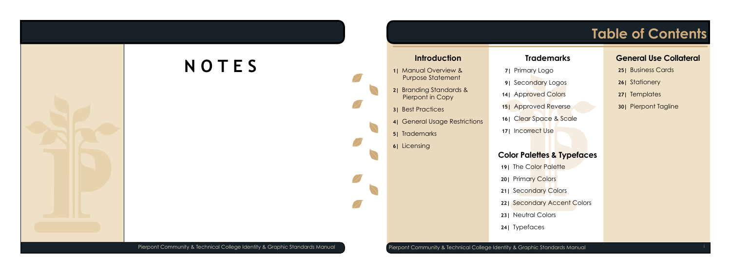# NOTES

# Table of Contents

## Introduction

- 1| Manual Overview & Purpose Statement
- 2| Branding Standards & Pierpont in Copy
- 3| Best Practices
- 4| General Usage Restrictions
- 5| Trademarks
- 6| Licensing

## Trademarks

- 7| Primary Logo
- 9| Secondary Logos
- 14| Approved Colors
- 15| Approved Reverse
- 16| Clear Space & Scale
- 17| Incorrect Use

## Color Palettes & Typefaces

- 19| The Color Palette
- 20| Primary Colors
- 21| Secondary Colors
- 22| Secondary Accent Colors
- 23| Neutral Colors
- 24| Typefaces

## General Use Collateral

- 25| Business Cards
- 26| Stationery
- 27| Templates
- 30| Pierpont Tagline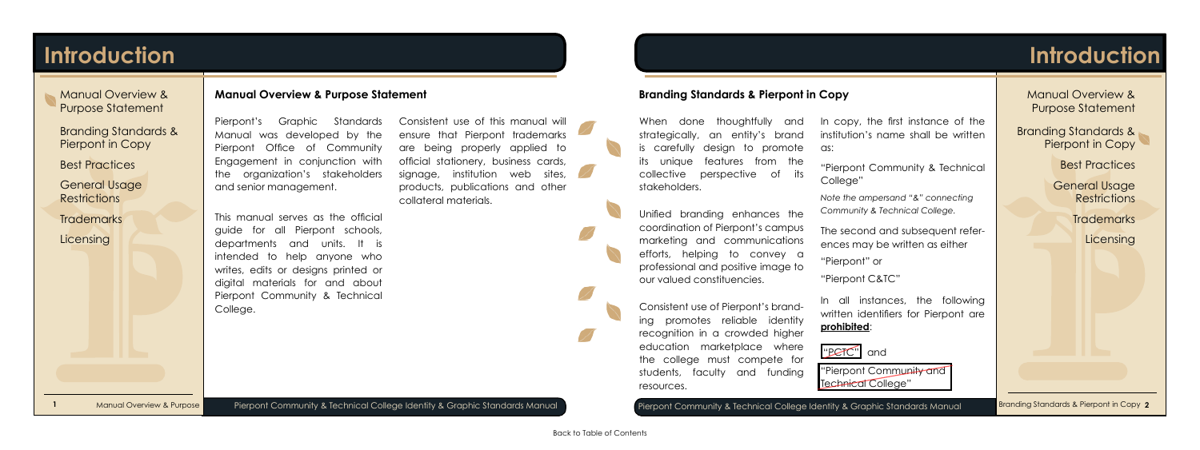# Introduction

## Manual Overview & Purpose Statement

Pierpont's Graphic Standards Manual was developed by the Pierpont Office of Community Engagement in conjunction with the organization's stakeholders and senior management.

This manual serves as the official guide for all Pierpont schools, departments and units. It is intended to help anyone who writes, edits or designs printed or digital materials for and about Pierpont Community & Technical College.

Consistent use of this manual will ensure that Pierpont trademarks are being properly applied to official stationery, business cards, signage, institution web sites, products, publications and other collateral materials.

## Branding Standards & Pierpont in Copy

When done thoughtfully and strategically, an entity's brand is carefully design to promote its unique features from the collective perspective of its stakeholders.

Unified branding enhances the coordination of Pierpont's campus marketing and communications efforts, helping to convey a professional and positive image to our valued constituencies.

Consistent use of Pierpont's branding promotes reliable identity recognition in a crowded higher education marketplace where the college must compete for students, faculty and funding resources.

In copy, the first instance of the institution's name shall be written as:

"Pierpont Community & Technical College"

*Note the ampersand "&" connecting Community & Technical College.*

The second and subsequent references may be written as either

"Pierpont" or

"Pierpont C&TC"

In all instances, the following written identifiers for Pierpont are **prohibited**:

~~"PCTC"~~ and

~~"Pierpont Community and Technical College"~~

Back to Table of Contents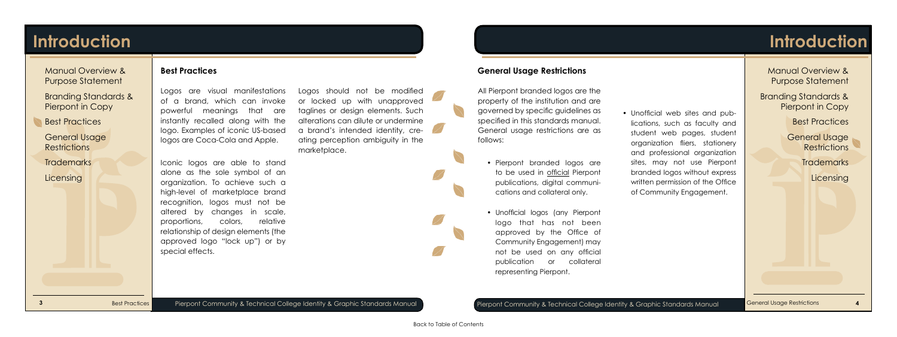# Introduction

Manual Overview & Purpose Statement

Branding Standards & Pierpont in Copy

Best Practices

General Usage Restrictions

Trademarks

Licensing

## Best Practices

Logos are visual manifestations of a brand, which can invoke powerful meanings that are instantly recalled along with the logo. Examples of iconic US-based logos are Coca-Cola and Apple.

Iconic logos are able to stand alone as the sole symbol of an organization. To achieve such a high-level of marketplace brand recognition, logos must not be altered by changes in scale, proportions, colors, relative relationship of design elements (the approved logo "lock up") or by special effects.

Logos should not be modified or locked up with unapproved taglines or design elements. Such alterations can dilute or undermine a brand's intended identity, creating perception ambiguity in the marketplace.

# Introduction

Manual Overview & Purpose Statement

Branding Standards & Pierpont in Copy

Best Practices

General Usage Restrictions

Trademarks

Licensing

## General Usage Restrictions

All Pierpont branded logos are the property of the institution and are governed by specific guidelines as specified in this standards manual. General usage restrictions are as follows:

- Pierpont branded logos are to be used in official Pierpont publications, digital communications and collateral only.
- Unofficial logos (any Pierpont logo that has not been approved by the Office of Community Engagement) may not be used on any official publication or collateral representing Pierpont.
- Unofficial web sites and publications, such as faculty and student web pages, student organization fliers, stationery and professional organization sites, may not use Pierpont branded logos without express written permission of the Office of Community Engagement.

Back to Table of Contents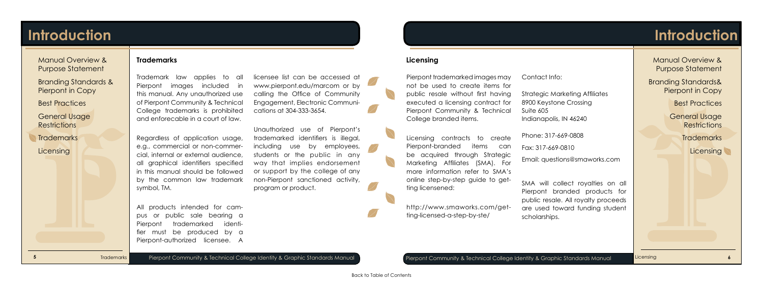# Introduction

## Trademarks

Trademark law applies to all Pierpont images included in this manual. Any unauthorized use of Pierpont Community & Technical College trademarks is prohibited and enforecable in a court of law.

Regardless of application usage, e.g., commercial or non-commercial, internal or external audience, all graphical identifiers specified in this manual should be followed by the common law trademark symbol, TM.

All products intended for campus or public sale bearing a Pierpont trademarked identifier must be produced by a Pierpont-authorized licensee. A licensee list can be accessed at www.pierpont.edu/marcom or by calling the Office of Community Engagement, Electronic Communications at 304-333-3654.

Unauthorized use of Pierpont's trademarked identifiers is illegal, including use by employees, students or the public in any way that implies endorsement or support by the college of any non-Pierpont sanctioned activity, program or product.

# Introduction

## Licensing

Pierpont trademarked images may not be used to create items for public resale without first having executed a licensing contract for Pierpont Community & Technical College branded items.

Licensing contracts to create Pierpont-branded items can be acquired through Strategic Marketing Affiliates (SMA). For more information refer to SMA's online step-by-step guide to getting licensed:

http://www.smaworks.com/getting-licensed-a-step-by-ste/

Contact Info:

Strategic Marketing Affiliates
8900 Keystone Crossing
Suite 605
Indianapolis, IN 46240

Phone: 317-669-0808

Fax: 317-669-0810

Email: questions@smaworks.com

SMA will collect royalties on all Pierpont branded products for public resale. All royalty proceeds are used toward funding student scholarships.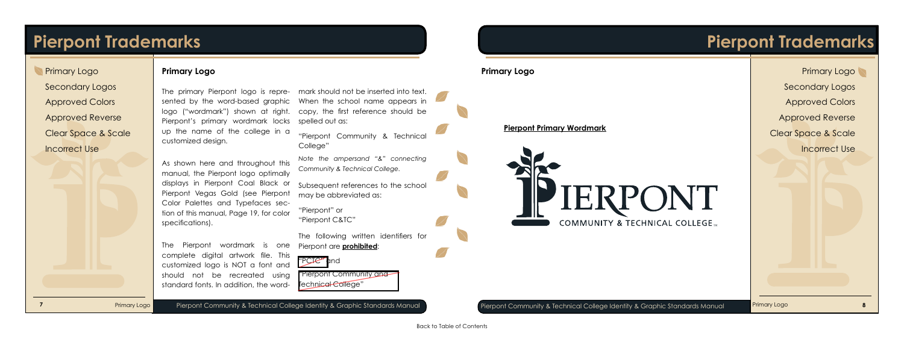# Pierpont Trademarks

- Primary Logo
- Secondary Logos
- Approved Colors
- Approved Reverse
- Clear Space & Scale
- Incorrect Use

## Primary Logo

The primary Pierpont logo is represented by the word-based graphic logo ("wordmark") shown at right. Pierpont's primary wordmark locks up the name of the college in a customized design.

As shown here and throughout this manual, the Pierpont logo optimally displays in Pierpont Coal Black or Pierpont Vegas Gold (see Pierpont Color Palettes and Typefaces section of this manual, Page 19, for color specifications).

The Pierpont wordmark is one complete digital artwork file. This customized logo is NOT a font and should not be recreated using standard fonts. In addition, the wordmark should not be inserted into text. When the school name appears in copy, the first reference should be spelled out as:

"Pierpont Community & Technical College"

*Note the ampersand "&" connecting Community & Technical College.*

Subsequent references to the school may be abbreviated as:

"Pierpont" or
"Pierpont C&TC"

The following written identifiers for Pierpont are **prohibited**:

~~"PCTC"~~ and

~~"Pierpont Community and Technical College"~~

# Pierpont Trademarks

## Primary Logo

**Pierpont Primary Wordmark**

PIERPONT
COMMUNITY & TECHNICAL COLLEGE TM

- Primary Logo
- Secondary Logos
- Approved Colors
- Approved Reverse
- Clear Space & Scale
- Incorrect Use

Back to Table of Contents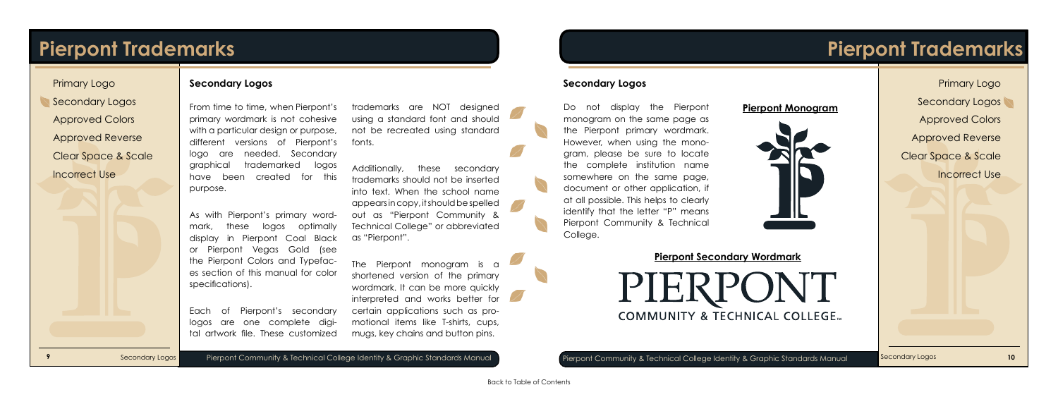# Pierpont Trademarks

Primary Logo
Secondary Logos
Approved Colors
Approved Reverse
Clear Space & Scale
Incorrect Use

## Secondary Logos

From time to time, when Pierpont's primary wordmark is not cohesive with a particular design or purpose, different versions of Pierpont's logo are needed. Secondary graphical trademarked logos have been created for this purpose.

As with Pierpont's primary wordmark, these logos optimally display in Pierpont Coal Black or Pierpont Vegas Gold (see the Pierpont Colors and Typefaces section of this manual for color specifications).

Each of Pierpont's secondary logos are one complete digital artwork file. These customized trademarks are NOT designed using a standard font and should not be recreated using standard fonts.

Additionally, these secondary trademarks should not be inserted into text. When the school name appears in copy, it should be spelled out as "Pierpont Community & Technical College" or abbreviated as "Pierpont".

The Pierpont monogram is a shortened version of the primary wordmark. It can be more quickly interpreted and works better for certain applications such as promotional items like T-shirts, cups, mugs, key chains and button pins.

# Pierpont Trademarks

## Secondary Logos

Do not display the Pierpont monogram on the same page as the Pierpont primary wordmark. However, when using the monogram, please be sure to locate the complete institution name somewhere on the same page, document or other application, if at all possible. This helps to clearly identify that the letter "P" means Pierpont Community & Technical College.

**Pierpont Monogram**

**Pierpont Secondary Wordmark**

PIERPONT
COMMUNITY & TECHNICAL COLLEGE™

Back to Table of Contents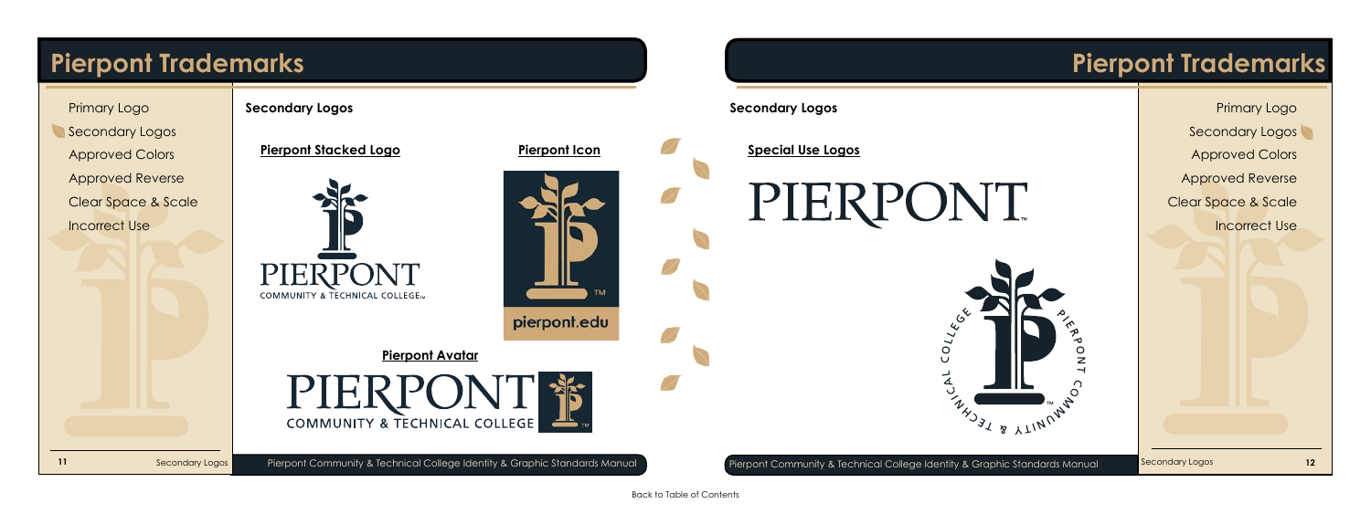# Pierpont Trademarks

- Primary Logo
- Secondary Logos
- Approved Colors
- Approved Reverse
- Clear Space & Scale
- Incorrect Use

## Secondary Logos

### Pierpont Stacked Logo

PIERPONT
COMMUNITY & TECHNICAL COLLEGE™

### Pierpont Icon

pierpont.edu

### Pierpont Avatar

PIERPONT
COMMUNITY & TECHNICAL COLLEGE

# Pierpont Trademarks

## Secondary Logos

### Special Use Logos

PIERPONT™

PIERPONT COMMUNITY & TECHNICAL COLLEGE

- Primary Logo
- Secondary Logos
- Approved Colors
- Approved Reverse
- Clear Space & Scale
- Incorrect Use

Back to Table of Contents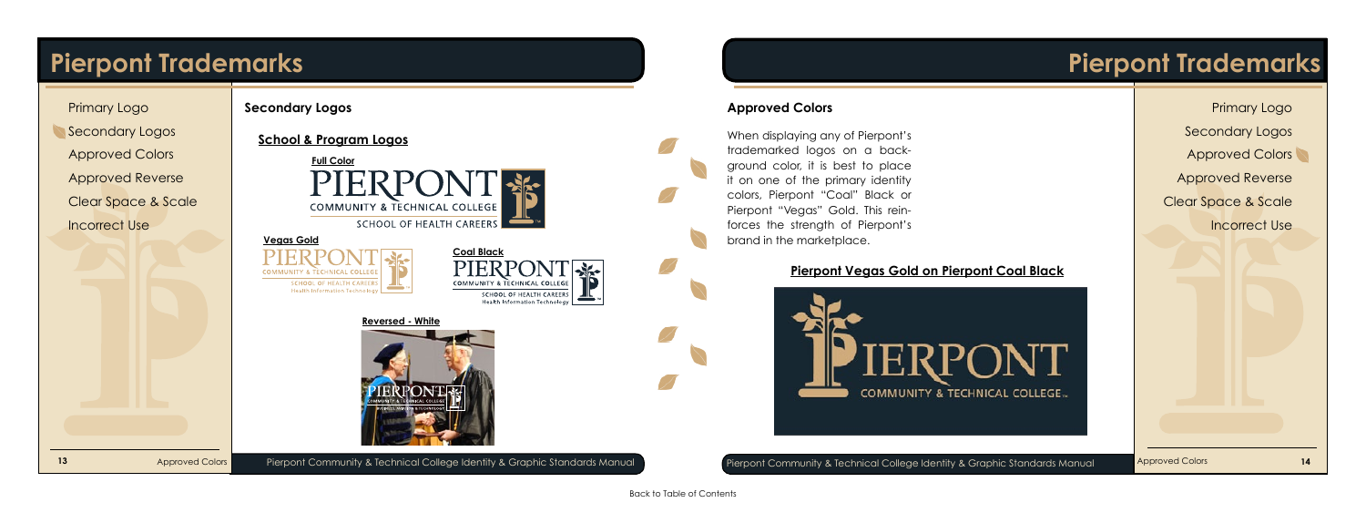# Pierpont Trademarks

Primary Logo

Secondary Logos

Approved Colors

Approved Reverse

Clear Space & Scale

Incorrect Use

## Secondary Logos

### School & Program Logos

**Full Color**

**Vegas Gold**

**Coal Black**

**Reversed - White**

# Pierpont Trademarks

## Approved Colors

When displaying any of Pierpont's trademarked logos on a background color, it is best to place it on one of the primary identity colors, Pierpont "Coal" Black or Pierpont "Vegas" Gold. This reinforces the strength of Pierpont's brand in the marketplace.

### Pierpont Vegas Gold on Pierpont Coal Black

Primary Logo

Secondary Logos

Approved Colors

Approved Reverse

Clear Space & Scale

Incorrect Use

Back to Table of Contents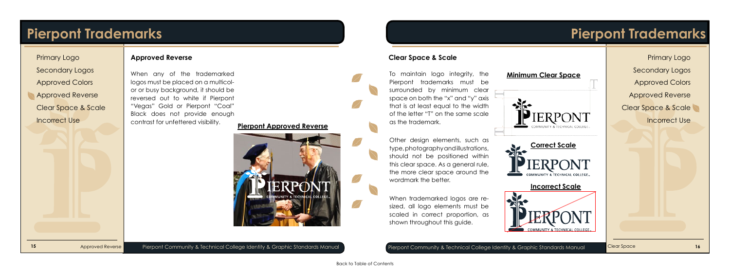# Pierpont Trademarks

- Primary Logo
- Secondary Logos
- Approved Colors
- Approved Reverse
- Clear Space & Scale
- Incorrect Use

## Approved Reverse

When any of the trademarked logos must be placed on a multicolor or busy background, it should be reversed out to white if Pierpont "Vegas" Gold or Pierpont "Coal" Black does not provide enough contrast for unfettered visibility.

**Pierpont Approved Reverse**

# Pierpont Trademarks

## Clear Space & Scale

To maintain logo integrity, the Pierpont trademarks must be surrounded by minimum clear space on both the "x" and "y" axis that is at least equal to the width of the letter "T" on the same scale as the trademark.

Other design elements, such as type, photography and illustrations, should not be positioned within this clear space. As a general rule, the more clear space around the wordmark the better.

When trademarked logos are resized, all logo elements must be scaled in correct proportion, as shown throughout this guide.

**Minimum Clear Space**

**Correct Scale**

**Incorrect Scale**

- Primary Logo
- Secondary Logos
- Approved Colors
- Approved Reverse
- Clear Space & Scale
- Incorrect Use

Back to Table of Contents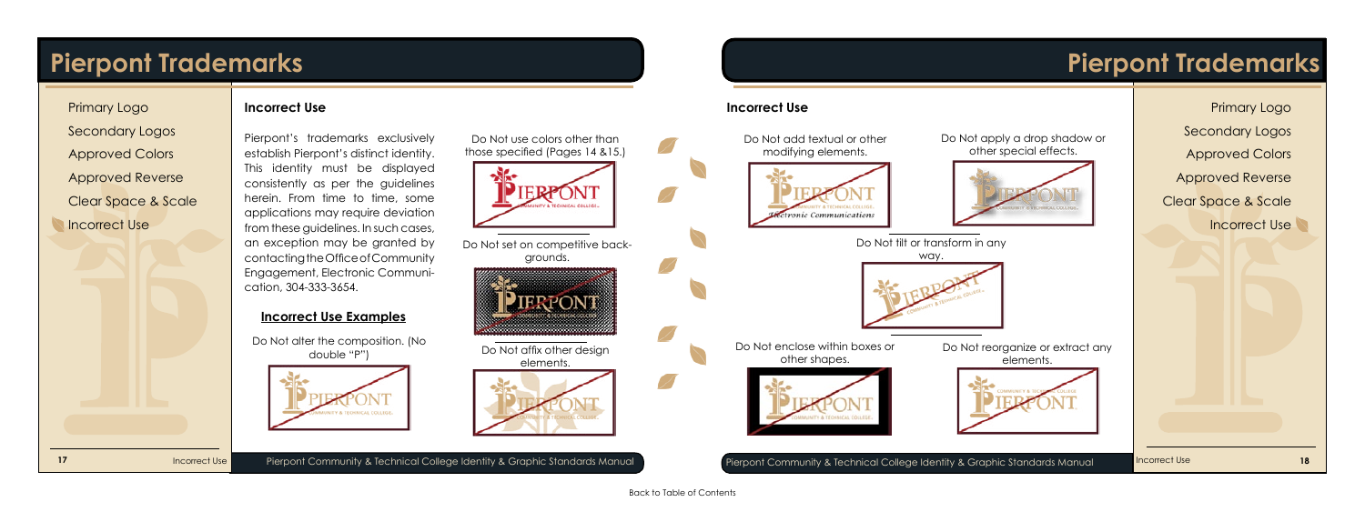# Pierpont Trademarks

- Primary Logo
- Secondary Logos
- Approved Colors
- Approved Reverse
- Clear Space & Scale
- Incorrect Use

## Incorrect Use

Pierpont's trademarks exclusively establish Pierpont's distinct identity. This identity must be displayed consistently as per the guidelines herein. From time to time, some applications may require deviation from these guidelines. In such cases, an exception may be granted by contacting the Office of Community Engagement, Electronic Communication, 304-333-3654.

### Incorrect Use Examples

Do Not alter the composition. (No double "P")

Do Not use colors other than those specified (Pages 14 &15.)

Do Not set on competitive backgrounds.

Do Not affix other design elements.

Do Not add textual or other modifying elements.

Do Not apply a drop shadow or other special effects.

Do Not tilt or transform in any way.

Do Not enclose within boxes or other shapes.

Do Not reorganize or extract any elements.

Back to Table of Contents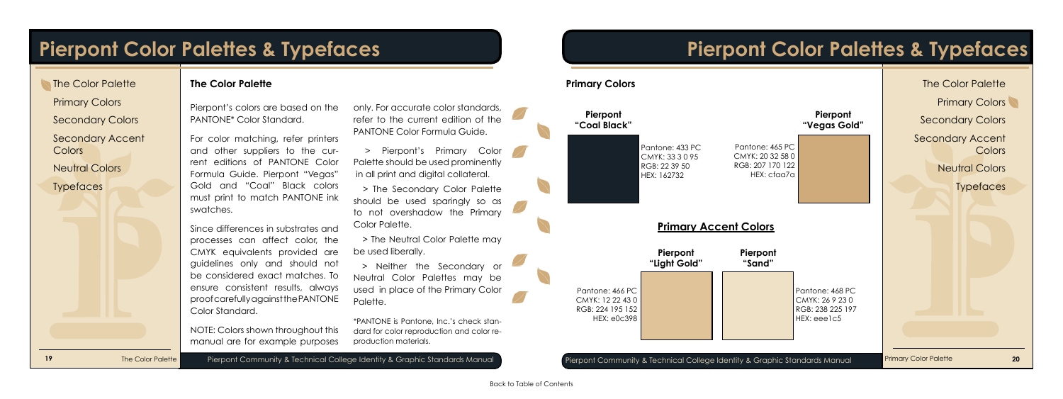# Pierpont Color Palettes & Typefaces

- The Color Palette
- Primary Colors
- Secondary Colors
- Secondary Accent Colors
- Neutral Colors
- Typefaces

## The Color Palette

Pierpont's colors are based on the PANTONE* Color Standard.

For color matching, refer printers and other suppliers to the current editions of PANTONE Color Formula Guide. Pierpont "Vegas" Gold and "Coal" Black colors must print to match PANTONE ink swatches.

Since differences in substrates and processes can affect color, the CMYK equivalents provided are guidelines only and should not be considered exact matches. To ensure consistent results, always proof carefully against the PANTONE Color Standard.

NOTE: Colors shown throughout this manual are for example purposes only. For accurate color standards, refer to the current edition of the PANTONE Color Formula Guide.

> Pierpont's Primary Color Palette should be used prominently in all print and digital collateral.

> The Secondary Color Palette should be used sparingly so as to not overshadow the Primary Color Palette.

> The Neutral Color Palette may be used liberally.

> Neither the Secondary or Neutral Color Palettes may be used in place of the Primary Color Palette.

*PANTONE is Pantone, Inc.'s check standard for color reproduction and color reproduction materials.

# Pierpont Color Palettes & Typefaces

## Primary Colors

**Pierpont "Coal Black"**

Pantone: 433 PC
CMYK: 33 3 0 95
RGB: 22 39 50
HEX: 162732

**Pierpont "Vegas Gold"**

Pantone: 465 PC
CMYK: 20 32 58 0
RGB: 207 170 122
HEX: cfaa7a

## Primary Accent Colors

**Pierpont "Light Gold"**

Pantone: 466 PC
CMYK: 12 22 43 0
RGB: 224 195 152
HEX: e0c398

**Pierpont "Sand"**

Pantone: 468 PC
CMYK: 26 9 23 0
RGB: 238 225 197
HEX: eee1c5

- The Color Palette
- Primary Colors
- Secondary Colors
- Secondary Accent Colors
- Neutral Colors
- Typefaces

Back to Table of Contents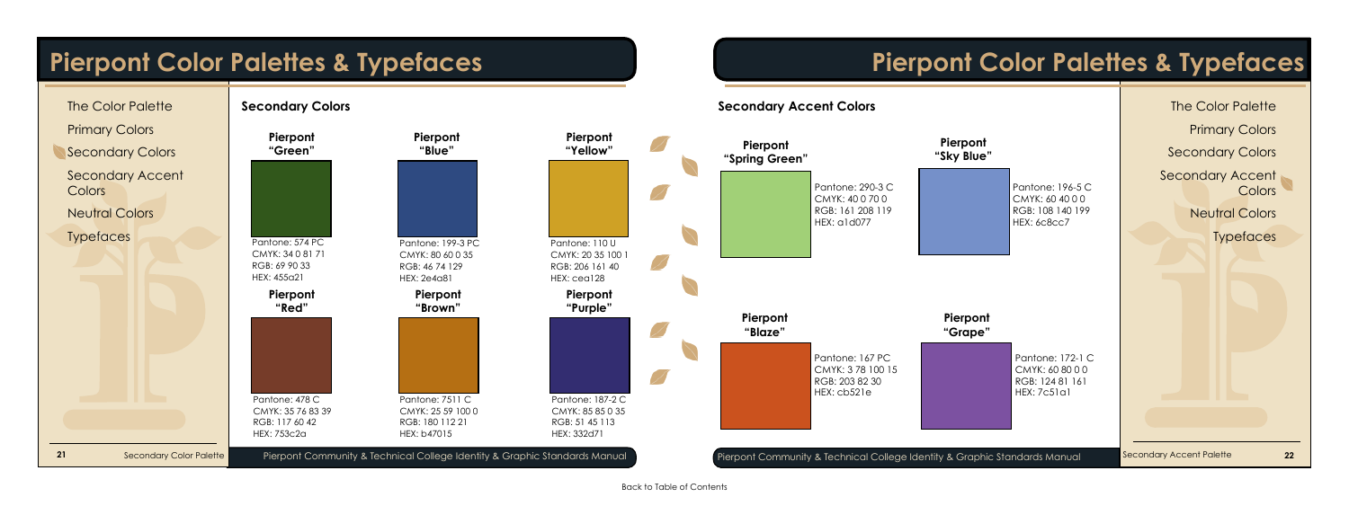# Pierpont Color Palettes & Typefaces

- The Color Palette
- Primary Colors
- Secondary Colors
- Secondary Accent Colors
- Neutral Colors
- Typefaces

## Secondary Colors

**Pierpont "Green"**

Pantone: 574 PC
CMYK: 34 0 81 71
RGB: 69 90 33
HEX: 455a21

**Pierpont "Blue"**

Pantone: 199-3 PC
CMYK: 80 60 0 35
RGB: 46 74 129
HEX: 2e4a81

**Pierpont "Yellow"**

Pantone: 110 U
CMYK: 20 35 100 1
RGB: 206 161 40
HEX: cea128

**Pierpont "Red"**

Pantone: 478 C
CMYK: 35 76 83 39
RGB: 117 60 42
HEX: 753c2a

**Pierpont "Brown"**

Pantone: 7511 C
CMYK: 25 59 100 0
RGB: 180 112 21
HEX: b47015

**Pierpont "Purple"**

Pantone: 187-2 C
CMYK: 85 85 0 35
RGB: 51 45 113
HEX: 332d71

Secondary Color Palette

# Pierpont Color Palettes & Typefaces

## Secondary Accent Colors

**Pierpont "Spring Green"**

Pantone: 290-3 C
CMYK: 40 0 70 0
RGB: 161 208 119
HEX: a1d077

**Pierpont "Sky Blue"**

Pantone: 196-5 C
CMYK: 60 40 0 0
RGB: 108 140 199
HEX: 6c8cc7

**Pierpont "Blaze"**

Pantone: 167 PC
CMYK: 3 78 100 15
RGB: 203 82 30
HEX: cb521e

**Pierpont "Grape"**

Pantone: 172-1 C
CMYK: 60 80 0 0
RGB: 124 81 161
HEX: 7c51a1

- The Color Palette
- Primary Colors
- Secondary Colors
- Secondary Accent Colors
- Neutral Colors
- Typefaces

Secondary Accent Palette

Back to Table of Contents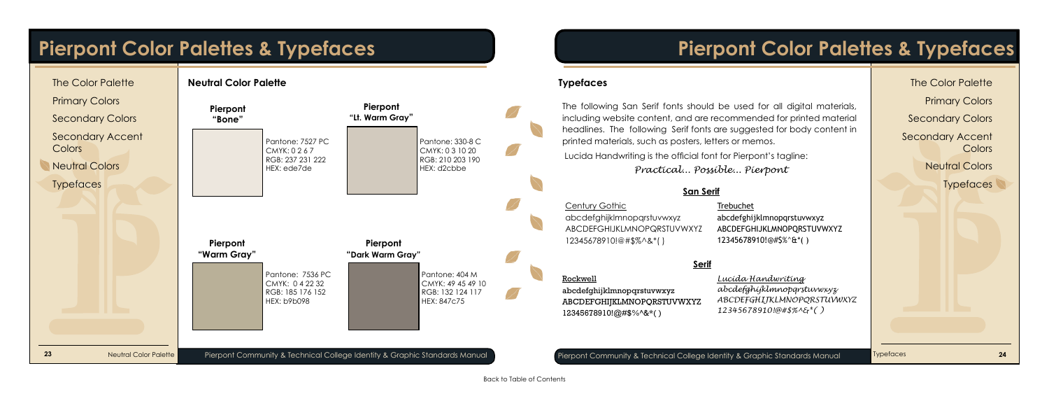# Pierpont Color Palettes & Typefaces

- The Color Palette
- Primary Colors
- Secondary Colors
- Secondary Accent Colors
- Neutral Colors
- Typefaces

## Neutral Color Palette

**Pierpont "Bone"**
Pantone: 7527 PC
CMYK: 0 2 6 7
RGB: 237 231 222
HEX: ede7de

**Pierpont "Lt. Warm Gray"**
Pantone: 330-8 C
CMYK: 0 3 10 20
RGB: 210 203 190
HEX: d2cbbe

**Pierpont "Warm Gray"**
Pantone: 7536 PC
CMYK: 0 4 22 32
RGB: 185 176 152
HEX: b9b098

**Pierpont "Dark Warm Gray"**
Pantone: 404 M
CMYK: 49 45 49 10
RGB: 132 124 117
HEX: 847c75

# Pierpont Color Palettes & Typefaces

## Typefaces

The following San Serif fonts should be used for all digital materials, including website content, and are recommended for printed material headlines. The following Serif fonts are suggested for body content in printed materials, such as posters, letters or memos.

Lucida Handwriting is the official font for Pierpont's tagline:

*Practical... Possible... Pierpont*

### San Serif

Century Gothic
abcdefghijklmnopqrstuvwxyz
ABCDEFGHIJKLMNOPQRSTUVWXYZ
12345678910!@#$%^&*( )

Trebuchet
abcdefghijklmnopqrstuvwxyz
ABCDEFGHIJKLMNOPQRSTUVWXYZ
12345678910!@#$%^&*( )

### Serif

Rockwell
abcdefghijklmnopqrstuvwxyz
ABCDEFGHIJKLMNOPQRSTUVWXYZ
12345678910!@#$%^&*( )

*Lucida Handwriting*
*abcdefghijklmnopqrstuvwxyz*
*ABCDEFGHIJKLMNOPQRSTUVWXYZ*
*12345678910!@#$%^&*( )*

Back to Table of Contents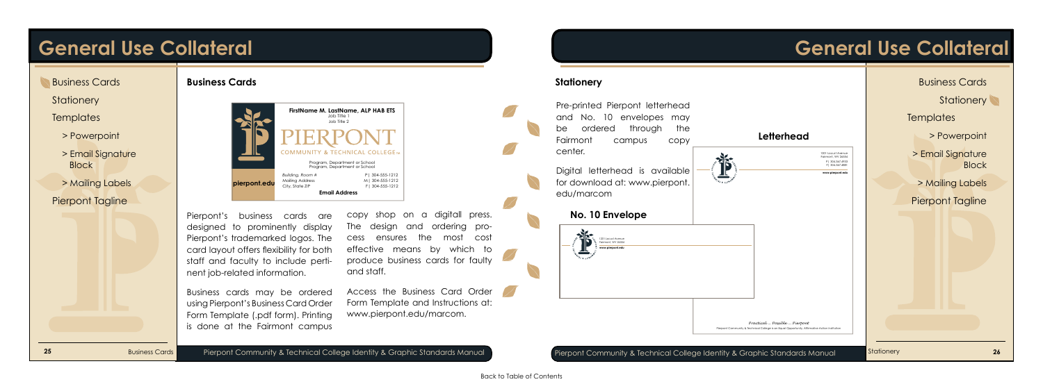# General Use Collateral

- Business Cards
- Stationery
- Templates
  - > Powerpoint
  - > Email Signature Block
  - > Mailing Labels
- Pierpont Tagline

## Business Cards

**FirstName M. LastName, ALP HAB ETS**
Job Title 1
Job Title 2

PIERPONT
COMMUNITY & TECHNICAL COLLEGE

Program, Department or School
Program, Department or School

Building, Room #
Mailing Address
City, State ZIP

P | 304-555-1212
M | 304-555-1212
F | 304-555-1212

pierpont.edu

**Email Address**

Pierpont's business cards are designed to prominently display Pierpont's trademarked logos. The card layout offers flexibility for both staff and faculty to include pertinent job-related information.

Business cards may be ordered using Pierpont's Business Card Order Form Template (.pdf form). Printing is done at the Fairmont campus copy shop on a digitall press. The design and ordering process ensures the most cost effective means by which to produce business cards for faulty and staff.

Access the Business Card Order Form Template and Instructions at: www.pierpont.edu/marcom.

# General Use Collateral

## Stationery

Pre-printed Pierpont letterhead and No. 10 envelopes may be ordered through the Fairmont campus copy center.

Digital letterhead is available for download at: www.pierpont.edu/marcom

### Letterhead

1201 Locust Avenue
Fairmont, WV 26554
P | 304.367.4920
F | 304.367.4890
www.pierpont.edu

*Practical ... Possible ... Pierpont*
Pierpont Community & Technical College is an Equal Opportunity, Affirmative Action Institution

### No. 10 Envelope

1201 Locust Avenue
Fairmont, WV 26554
www.pierpont.edu

Back to Table of Contents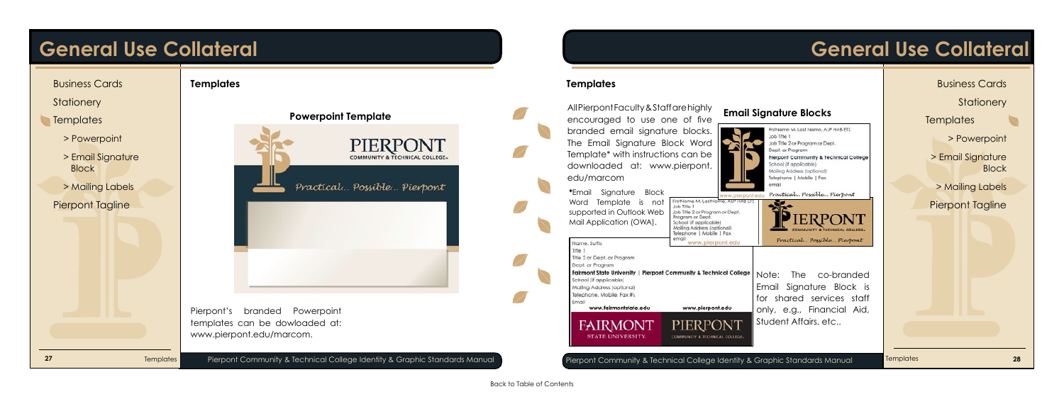# General Use Collateral

- Business Cards
- Stationery
- Templates
  - > Powerpoint
  - > Email Signature Block
  - > Mailing Labels
- Pierpont Tagline

## Templates

### Powerpoint Template

Pierpont's branded Powerpoint templates can be dowloaded at: www.pierpont.edu/marcom.

# General Use Collateral

## Templates

All Pierpont Faculty & Staff are highly encouraged to use one of five branded email signature blocks. The Email Signature Block Word Template* with instructions can be downloaded at: www.pierpont.edu/marcom

*Email Signature Block Word Template is not supported in Outlook Web Mail Application (OWA).

### Email Signature Blocks

Note: The co-branded Email Signature Block is for shared services staff only, e.g., Financial Aid, Student Affairs, etc..

- Business Cards
- Stationery
- Templates
  - > Powerpoint
  - > Email Signature Block
  - > Mailing Labels
- Pierpont Tagline

Back to Table of Contents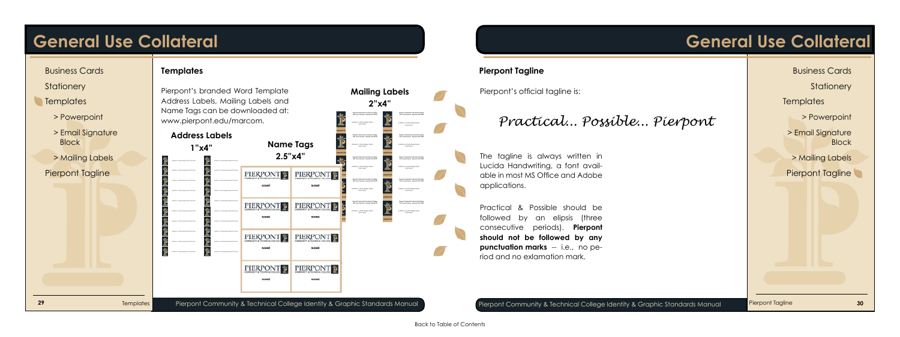# General Use Collateral

- Business Cards
- Stationery
- Templates
  - > Powerpoint
  - > Email Signature Block
  - > Mailing Labels
- Pierpont Tagline

## Templates

Pierpont's branded Word Template Address Labels, Mailing Labels and Name Tags can be downloaded at: www.pierpont.edu/marcom.

**Address Labels**
**1"x4"**

**Name Tags**
**2.5"x4"**

**Mailing Labels**
**2"x4"**

PIERPONT COMMUNITY & TECHNICAL COLLEGE
NAME

# General Use Collateral

## Pierpont Tagline

Pierpont's official tagline is:

*Practical... Possible... Pierpont*

The tagline is always written in Lucida Handwriting, a font available in most MS Office and Adobe applications.

Practical & Possible should be followed by an elipsis (three consecutive periods). **Pierpont should not be followed by any punctuation marks** -- i.e., no period and no exlamation mark.

Back to Table of Contents